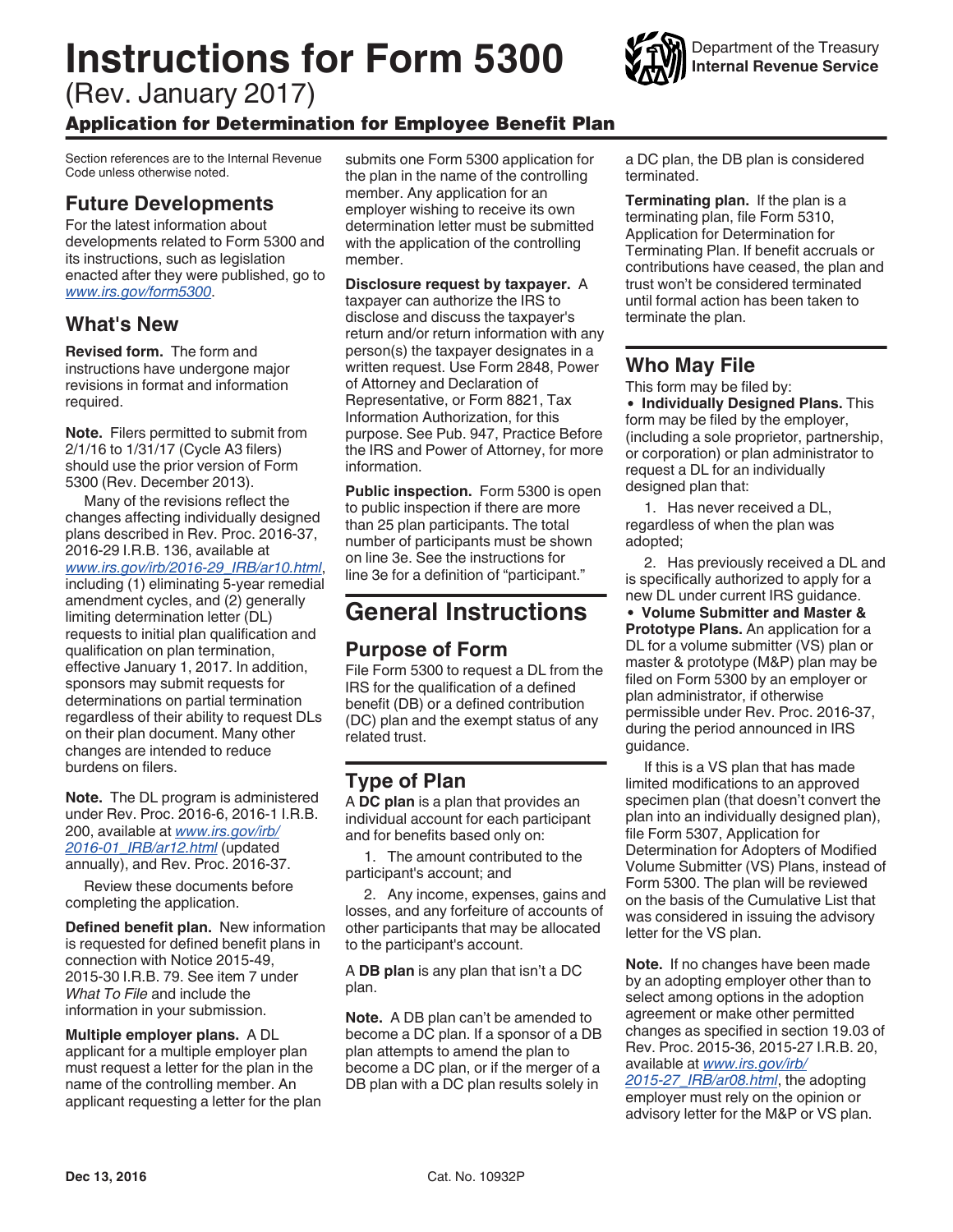# Instructions for Form 5300

(Rev. January 2017)

## Application for Determination for Employee Benefit Plan

Department of the Treasury
**Internal Revenue Service**

Section references are to the Internal Revenue Code unless otherwise noted.

## Future Developments

For the latest information about developments related to Form 5300 and its instructions, such as legislation enacted after they were published, go to *www.irs.gov/form5300*.

## What's New

**Revised form.** The form and instructions have undergone major revisions in format and information required.

**Note.** Filers permitted to submit from 2/1/16 to 1/31/17 (Cycle A3 filers) should use the prior version of Form 5300 (Rev. December 2013).

Many of the revisions reflect the changes affecting individually designed plans described in Rev. Proc. 2016-37, 2016-29 I.R.B. 136, available at *www.irs.gov/irb/2016-29_IRB/ar10.html*, including (1) eliminating 5-year remedial amendment cycles, and (2) generally limiting determination letter (DL) requests to initial plan qualification and qualification on plan termination, effective January 1, 2017. In addition, sponsors may submit requests for determinations on partial termination regardless of their ability to request DLs on their plan document. Many other changes are intended to reduce burdens on filers.

**Note.** The DL program is administered under Rev. Proc. 2016-6, 2016-1 I.R.B. 200, available at *www.irs.gov/irb/2016-01_IRB/ar12.html* (updated annually), and Rev. Proc. 2016-37.

Review these documents before completing the application.

**Defined benefit plan.** New information is requested for defined benefit plans in connection with Notice 2015-49, 2015-30 I.R.B. 79. See item 7 under *What To File* and include the information in your submission.

**Multiple employer plans.** A DL applicant for a multiple employer plan must request a letter for the plan in the name of the controlling member. An applicant requesting a letter for the plan submits one Form 5300 application for the plan in the name of the controlling member. Any application for an employer wishing to receive its own determination letter must be submitted with the application of the controlling member.

**Disclosure request by taxpayer.** A taxpayer can authorize the IRS to disclose and discuss the taxpayer's return and/or return information with any person(s) the taxpayer designates in a written request. Use Form 2848, Power of Attorney and Declaration of Representative, or Form 8821, Tax Information Authorization, for this purpose. See Pub. 947, Practice Before the IRS and Power of Attorney, for more information.

**Public inspection.** Form 5300 is open to public inspection if there are more than 25 plan participants. The total number of participants must be shown on line 3e. See the instructions for line 3e for a definition of "participant."

# General Instructions

## Purpose of Form

File Form 5300 to request a DL from the IRS for the qualification of a defined benefit (DB) or a defined contribution (DC) plan and the exempt status of any related trust.

## Type of Plan

A **DC plan** is a plan that provides an individual account for each participant and for benefits based only on:

1. The amount contributed to the participant's account; and

2. Any income, expenses, gains and losses, and any forfeiture of accounts of other participants that may be allocated to the participant's account.

A **DB plan** is any plan that isn't a DC plan.

**Note.** A DB plan can't be amended to become a DC plan. If a sponsor of a DB plan attempts to amend the plan to become a DC plan, or if the merger of a DB plan with a DC plan results solely in a DC plan, the DB plan is considered terminated.

**Terminating plan.** If the plan is a terminating plan, file Form 5310, Application for Determination for Terminating Plan. If benefit accruals or contributions have ceased, the plan and trust won't be considered terminated until formal action has been taken to terminate the plan.

## Who May File

This form may be filed by:

- **Individually Designed Plans.** This form may be filed by the employer, (including a sole proprietor, partnership, or corporation) or plan administrator to request a DL for an individually designed plan that:

  1. Has never received a DL, regardless of when the plan was adopted;

  2. Has previously received a DL and is specifically authorized to apply for a new DL under current IRS guidance.

- **Volume Submitter and Master & Prototype Plans.** An application for a DL for a volume submitter (VS) plan or master & prototype (M&P) plan may be filed on Form 5300 by an employer or plan administrator, if otherwise permissible under Rev. Proc. 2016-37, during the period announced in IRS guidance.

If this is a VS plan that has made limited modifications to an approved specimen plan (that doesn't convert the plan into an individually designed plan), file Form 5307, Application for Determination for Adopters of Modified Volume Submitter (VS) Plans, instead of Form 5300. The plan will be reviewed on the basis of the Cumulative List that was considered in issuing the advisory letter for the VS plan.

**Note.** If no changes have been made by an adopting employer other than to select among options in the adoption agreement or make other permitted changes as specified in section 19.03 of Rev. Proc. 2015-36, 2015-27 I.R.B. 20, available at *www.irs.gov/irb/2015-27_IRB/ar08.html*, the adopting employer must rely on the opinion or advisory letter for the M&P or VS plan.

Dec 13, 2016 Cat. No. 10932P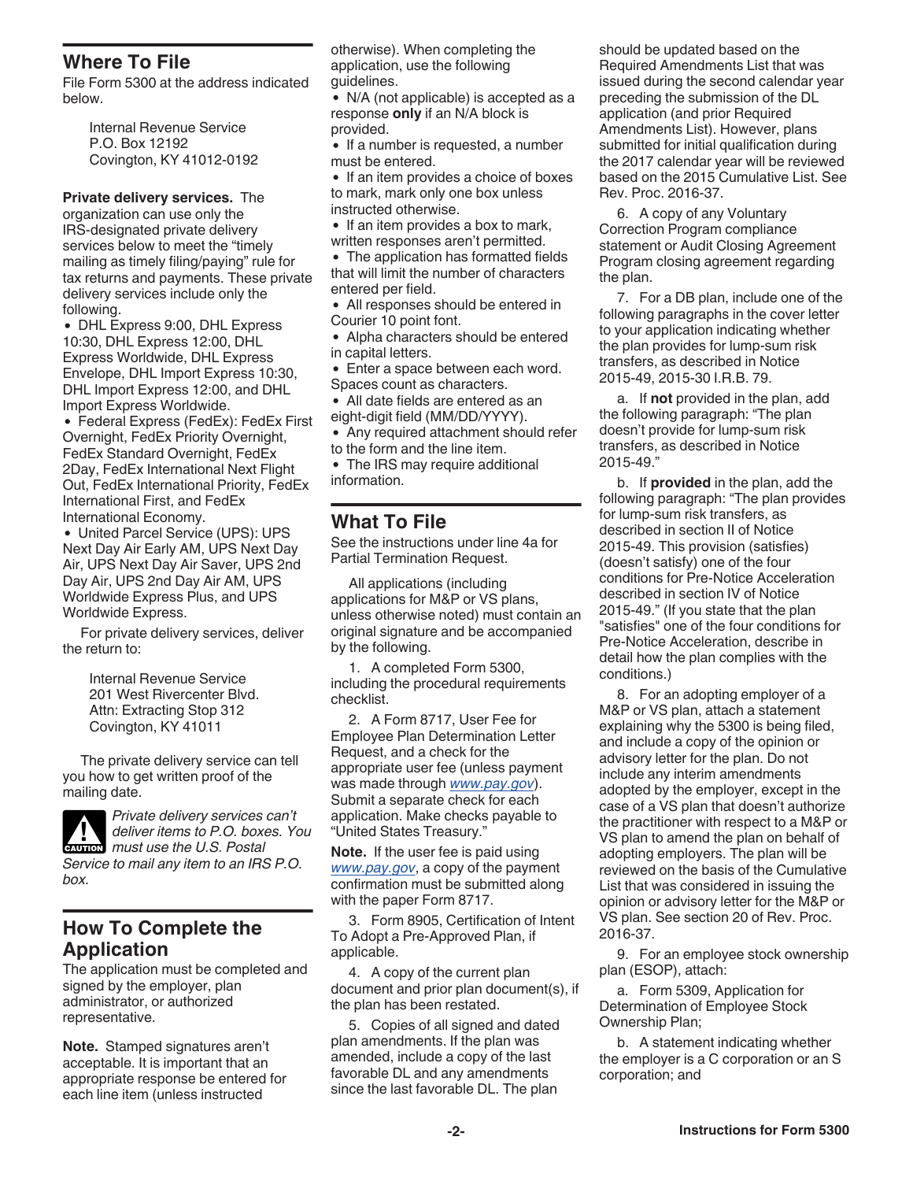## Where To File

File Form 5300 at the address indicated below.

Internal Revenue Service
P.O. Box 12192
Covington, KY 41012-0192

**Private delivery services.** The organization can use only the IRS-designated private delivery services below to meet the "timely mailing as timely filing/paying" rule for tax returns and payments. These private delivery services include only the following.

- DHL Express 9:00, DHL Express 10:30, DHL Express 12:00, DHL Express Worldwide, DHL Express Envelope, DHL Import Express 10:30, DHL Import Express 12:00, and DHL Import Express Worldwide.
- Federal Express (FedEx): FedEx First Overnight, FedEx Priority Overnight, FedEx Standard Overnight, FedEx 2Day, FedEx International Next Flight Out, FedEx International Priority, FedEx International First, and FedEx International Economy.
- United Parcel Service (UPS): UPS Next Day Air Early AM, UPS Next Day Air, UPS Next Day Air Saver, UPS 2nd Day Air, UPS 2nd Day Air AM, UPS Worldwide Express Plus, and UPS Worldwide Express.

For private delivery services, deliver the return to:

Internal Revenue Service
201 West Rivercenter Blvd.
Attn: Extracting Stop 312
Covington, KY 41011

The private delivery service can tell you how to get written proof of the mailing date.

CAUTION: *Private delivery services can't deliver items to P.O. boxes. You must use the U.S. Postal Service to mail any item to an IRS P.O. box.*

## How To Complete the Application

The application must be completed and signed by the employer, plan administrator, or authorized representative.

**Note.** Stamped signatures aren't acceptable. It is important that an appropriate response be entered for each line item (unless instructed otherwise). When completing the application, use the following guidelines.

- N/A (not applicable) is accepted as a response **only** if an N/A block is provided.
- If a number is requested, a number must be entered.
- If an item provides a choice of boxes to mark, mark only one box unless instructed otherwise.
- If an item provides a box to mark, written responses aren't permitted.
- The application has formatted fields that will limit the number of characters entered per field.
- All responses should be entered in Courier 10 point font.
- Alpha characters should be entered in capital letters.
- Enter a space between each word. Spaces count as characters.
- All date fields are entered as an eight-digit field (MM/DD/YYYY).
- Any required attachment should refer to the form and the line item.
- The IRS may require additional information.

## What To File

See the instructions under line 4a for Partial Termination Request.

All applications (including applications for M&P or VS plans, unless otherwise noted) must contain an original signature and be accompanied by the following.

1. A completed Form 5300, including the procedural requirements checklist.

2. A Form 8717, User Fee for Employee Plan Determination Letter Request, and a check for the appropriate user fee (unless payment was made through *www.pay.gov*). Submit a separate check for each application. Make checks payable to "United States Treasury."

**Note.** If the user fee is paid using *www.pay.gov*, a copy of the payment confirmation must be submitted along with the paper Form 8717.

3. Form 8905, Certification of Intent To Adopt a Pre-Approved Plan, if applicable.

4. A copy of the current plan document and prior plan document(s), if the plan has been restated.

5. Copies of all signed and dated plan amendments. If the plan was amended, include a copy of the last favorable DL and any amendments since the last favorable DL. The plan should be updated based on the Required Amendments List that was issued during the second calendar year preceding the submission of the DL application (and prior Required Amendments List). However, plans submitted for initial qualification during the 2017 calendar year will be reviewed based on the 2015 Cumulative List. See Rev. Proc. 2016-37.

6. A copy of any Voluntary Correction Program compliance statement or Audit Closing Agreement Program closing agreement regarding the plan.

7. For a DB plan, include one of the following paragraphs in the cover letter to your application indicating whether the plan provides for lump-sum risk transfers, as described in Notice 2015-49, 2015-30 I.R.B. 79.

a. If **not** provided in the plan, add the following paragraph: "The plan doesn't provide for lump-sum risk transfers, as described in Notice 2015-49."

b. If **provided** in the plan, add the following paragraph: "The plan provides for lump-sum risk transfers, as described in section II of Notice 2015-49. This provision (satisfies) (doesn't satisfy) one of the four conditions for Pre-Notice Acceleration described in section IV of Notice 2015-49." (If you state that the plan "satisfies" one of the four conditions for Pre-Notice Acceleration, describe in detail how the plan complies with the conditions.)

8. For an adopting employer of a M&P or VS plan, attach a statement explaining why the 5300 is being filed, and include a copy of the opinion or advisory letter for the plan. Do not include any interim amendments adopted by the employer, except in the case of a VS plan that doesn't authorize the practitioner with respect to a M&P or VS plan to amend the plan on behalf of adopting employers. The plan will be reviewed on the basis of the Cumulative List that was considered in issuing the opinion or advisory letter for the M&P or VS plan. See section 20 of Rev. Proc. 2016-37.

9. For an employee stock ownership plan (ESOP), attach:

a. Form 5309, Application for Determination of Employee Stock Ownership Plan;

b. A statement indicating whether the employer is a C corporation or an S corporation; and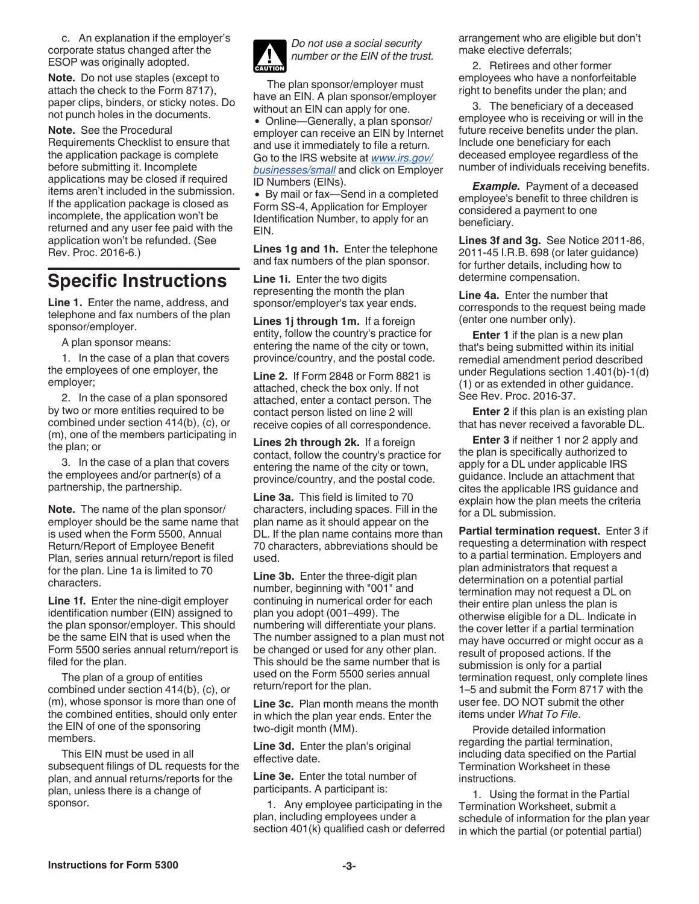c. An explanation if the employer's corporate status changed after the ESOP was originally adopted.

**Note.** Do not use staples (except to attach the check to the Form 8717), paper clips, binders, or sticky notes. Do not punch holes in the documents.

**Note.** See the Procedural Requirements Checklist to ensure that the application package is complete before submitting it. Incomplete applications may be closed if required items aren't included in the submission. If the application package is closed as incomplete, the application won't be returned and any user fee paid with the application won't be refunded. (See Rev. Proc. 2016-6.)

## Specific Instructions

**Line 1.** Enter the name, address, and telephone and fax numbers of the plan sponsor/employer.

A plan sponsor means:

1. In the case of a plan that covers the employees of one employer, the employer;

2. In the case of a plan sponsored by two or more entities required to be combined under section 414(b), (c), or (m), one of the members participating in the plan; or

3. In the case of a plan that covers the employees and/or partner(s) of a partnership, the partnership.

**Note.** The name of the plan sponsor/employer should be the same name that is used when the Form 5500, Annual Return/Report of Employee Benefit Plan, series annual return/report is filed for the plan. Line 1a is limited to 70 characters.

**Line 1f.** Enter the nine-digit employer identification number (EIN) assigned to the plan sponsor/employer. This should be the same EIN that is used when the Form 5500 series annual return/report is filed for the plan.

The plan of a group of entities combined under section 414(b), (c), or (m), whose sponsor is more than one of the combined entities, should only enter the EIN of one of the sponsoring members.

This EIN must be used in all subsequent filings of DL requests for the plan, and annual returns/reports for the plan, unless there is a change of sponsor.

**CAUTION** *Do not use a social security number or the EIN of the trust.*

The plan sponsor/employer must have an EIN. A plan sponsor/employer without an EIN can apply for one.

- Online—Generally, a plan sponsor/employer can receive an EIN by Internet and use it immediately to file a return. Go to the IRS website at *www.irs.gov/businesses/small* and click on Employer ID Numbers (EINs).
- By mail or fax—Send in a completed Form SS-4, Application for Employer Identification Number, to apply for an EIN.

**Lines 1g and 1h.** Enter the telephone and fax numbers of the plan sponsor.

**Line 1i.** Enter the two digits representing the month the plan sponsor/employer's tax year ends.

**Lines 1j through 1m.** If a foreign entity, follow the country's practice for entering the name of the city or town, province/country, and the postal code.

**Line 2.** If Form 2848 or Form 8821 is attached, check the box only. If not attached, enter a contact person. The contact person listed on line 2 will receive copies of all correspondence.

**Lines 2h through 2k.** If a foreign contact, follow the country's practice for entering the name of the city or town, province/country, and the postal code.

**Line 3a.** This field is limited to 70 characters, including spaces. Fill in the plan name as it should appear on the DL. If the plan name contains more than 70 characters, abbreviations should be used.

**Line 3b.** Enter the three-digit plan number, beginning with "001" and continuing in numerical order for each plan you adopt (001–499). The numbering will differentiate your plans. The number assigned to a plan must not be changed or used for any other plan. This should be the same number that is used on the Form 5500 series annual return/report for the plan.

**Line 3c.** Plan month means the month in which the plan year ends. Enter the two-digit month (MM).

**Line 3d.** Enter the plan's original effective date.

**Line 3e.** Enter the total number of participants. A participant is:

1. Any employee participating in the plan, including employees under a section 401(k) qualified cash or deferred arrangement who are eligible but don't make elective deferrals;

2. Retirees and other former employees who have a nonforfeitable right to benefits under the plan; and

3. The beneficiary of a deceased employee who is receiving or will in the future receive benefits under the plan. Include one beneficiary for each deceased employee regardless of the number of individuals receiving benefits.

***Example.*** Payment of a deceased employee's benefit to three children is considered a payment to one beneficiary.

**Lines 3f and 3g.** See Notice 2011-86, 2011-45 I.R.B. 698 (or later guidance) for further details, including how to determine compensation.

**Line 4a.** Enter the number that corresponds to the request being made (enter one number only).

**Enter 1** if the plan is a new plan that's being submitted within its initial remedial amendment period described under Regulations section 1.401(b)-1(d)(1) or as extended in other guidance. See Rev. Proc. 2016-37.

**Enter 2** if this plan is an existing plan that has never received a favorable DL.

**Enter 3** if neither 1 nor 2 apply and the plan is specifically authorized to apply for a DL under applicable IRS guidance. Include an attachment that cites the applicable IRS guidance and explain how the plan meets the criteria for a DL submission.

**Partial termination request.** Enter 3 if requesting a determination with respect to a partial termination. Employers and plan administrators that request a determination on a potential partial termination may not request a DL on their entire plan unless the plan is otherwise eligible for a DL. Indicate in the cover letter if a partial termination may have occurred or might occur as a result of proposed actions. If the submission is only for a partial termination request, only complete lines 1–5 and submit the Form 8717 with the user fee. DO NOT submit the other items under *What To File*.

Provide detailed information regarding the partial termination, including data specified on the Partial Termination Worksheet in these instructions.

1. Using the format in the Partial Termination Worksheet, submit a schedule of information for the plan year in which the partial (or potential partial)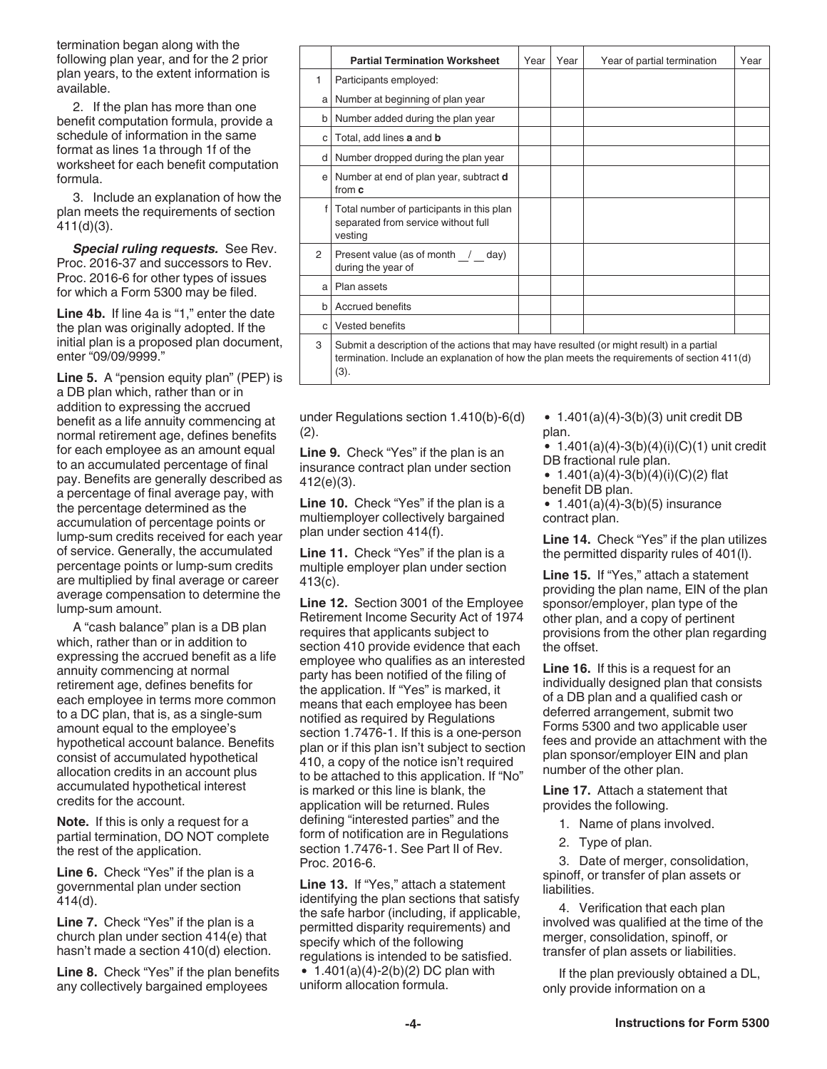termination began along with the following plan year, and for the 2 prior plan years, to the extent information is available.

2. If the plan has more than one benefit computation formula, provide a schedule of information in the same format as lines 1a through 1f of the worksheet for each benefit computation formula.

3. Include an explanation of how the plan meets the requirements of section 411(d)(3).

***Special ruling requests.*** See Rev. Proc. 2016-37 and successors to Rev. Proc. 2016-6 for other types of issues for which a Form 5300 may be filed.

**Line 4b.** If line 4a is "1," enter the date the plan was originally adopted. If the initial plan is a proposed plan document, enter "09/09/9999."

**Line 5.** A "pension equity plan" (PEP) is a DB plan which, rather than or in addition to expressing the accrued benefit as a life annuity commencing at normal retirement age, defines benefits for each employee as an amount equal to an accumulated percentage of final pay. Benefits are generally described as a percentage of final average pay, with the percentage determined as the accumulation of percentage points or lump-sum credits received for each year of service. Generally, the accumulated percentage points or lump-sum credits are multiplied by final average or career average compensation to determine the lump-sum amount.

A "cash balance" plan is a DB plan which, rather than or in addition to expressing the accrued benefit as a life annuity commencing at normal retirement age, defines benefits for each employee in terms more common to a DC plan, that is, as a single-sum amount equal to the employee's hypothetical account balance. Benefits consist of accumulated hypothetical allocation credits in an account plus accumulated hypothetical interest credits for the account.

**Note.** If this is only a request for a partial termination, DO NOT complete the rest of the application.

**Line 6.** Check "Yes" if the plan is a governmental plan under section 414(d).

**Line 7.** Check "Yes" if the plan is a church plan under section 414(e) that hasn't made a section 410(d) election.

**Line 8.** Check "Yes" if the plan benefits any collectively bargained employees under Regulations section 1.410(b)-6(d)(2).

| | **Partial Termination Worksheet** | Year | Year | Year of partial termination | Year |
|---|---|---|---|---|---|
| 1 | Participants employed: | | | | |
| a | Number at beginning of plan year | | | | |
| b | Number added during the plan year | | | | |
| c | Total, add lines **a** and **b** | | | | |
| d | Number dropped during the plan year | | | | |
| e | Number at end of plan year, subtract **d** from **c** | | | | |
| f | Total number of participants in this plan separated from service without full vesting | | | | |
| 2 | Present value (as of month __/__ day) during the year of | | | | |
| a | Plan assets | | | | |
| b | Accrued benefits | | | | |
| c | Vested benefits | | | | |
| 3 | Submit a description of the actions that may have resulted (or might result) in a partial termination. Include an explanation of how the plan meets the requirements of section 411(d)(3). | | | | |

**Line 9.** Check "Yes" if the plan is an insurance contract plan under section 412(e)(3).

**Line 10.** Check "Yes" if the plan is a multiemployer collectively bargained plan under section 414(f).

**Line 11.** Check "Yes" if the plan is a multiple employer plan under section 413(c).

**Line 12.** Section 3001 of the Employee Retirement Income Security Act of 1974 requires that applicants subject to section 410 provide evidence that each employee who qualifies as an interested party has been notified of the filing of the application. If "Yes" is marked, it means that each employee has been notified as required by Regulations section 1.7476-1. If this is a one-person plan or if this plan isn't subject to section 410, a copy of the notice isn't required to be attached to this application. If "No" is marked or this line is blank, the application will be returned. Rules defining "interested parties" and the form of notification are in Regulations section 1.7476-1. See Part II of Rev. Proc. 2016-6.

**Line 13.** If "Yes," attach a statement identifying the plan sections that satisfy the safe harbor (including, if applicable, permitted disparity requirements) and specify which of the following regulations is intended to be satisfied.

- 1.401(a)(4)-2(b)(2) DC plan with uniform allocation formula.
- 1.401(a)(4)-3(b)(3) unit credit DB plan.
- 1.401(a)(4)-3(b)(4)(i)(C)(1) unit credit DB fractional rule plan.
- 1.401(a)(4)-3(b)(4)(i)(C)(2) flat benefit DB plan.
- 1.401(a)(4)-3(b)(5) insurance contract plan.

**Line 14.** Check "Yes" if the plan utilizes the permitted disparity rules of 401(l).

**Line 15.** If "Yes," attach a statement providing the plan name, EIN of the plan sponsor/employer, plan type of the other plan, and a copy of pertinent provisions from the other plan regarding the offset.

**Line 16.** If this is a request for an individually designed plan that consists of a DB plan and a qualified cash or deferred arrangement, submit two Forms 5300 and two applicable user fees and provide an attachment with the plan sponsor/employer EIN and plan number of the other plan.

**Line 17.** Attach a statement that provides the following.

1. Name of plans involved.
2. Type of plan.
3. Date of merger, consolidation, spinoff, or transfer of plan assets or liabilities.
4. Verification that each plan involved was qualified at the time of the merger, consolidation, spinoff, or transfer of plan assets or liabilities.

If the plan previously obtained a DL, only provide information on a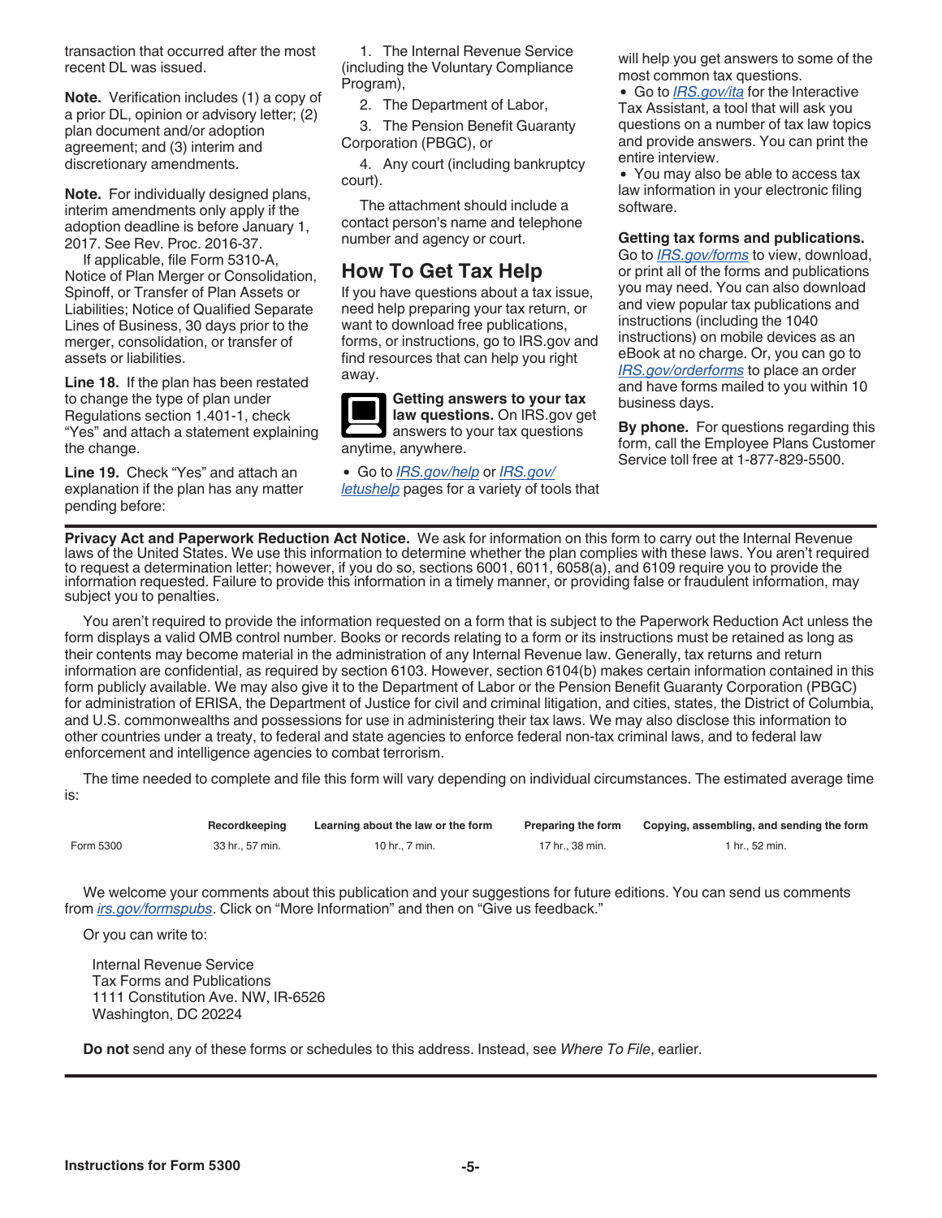transaction that occurred after the most recent DL was issued.

**Note.** Verification includes (1) a copy of a prior DL, opinion or advisory letter; (2) plan document and/or adoption agreement; and (3) interim and discretionary amendments.

**Note.** For individually designed plans, interim amendments only apply if the adoption deadline is before January 1, 2017. See Rev. Proc. 2016-37.

If applicable, file Form 5310-A, Notice of Plan Merger or Consolidation, Spinoff, or Transfer of Plan Assets or Liabilities; Notice of Qualified Separate Lines of Business, 30 days prior to the merger, consolidation, or transfer of assets or liabilities.

**Line 18.** If the plan has been restated to change the type of plan under Regulations section 1.401-1, check "Yes" and attach a statement explaining the change.

**Line 19.** Check "Yes" and attach an explanation if the plan has any matter pending before:

1. The Internal Revenue Service (including the Voluntary Compliance Program),
2. The Department of Labor,
3. The Pension Benefit Guaranty Corporation (PBGC), or
4. Any court (including bankruptcy court).

The attachment should include a contact person's name and telephone number and agency or court.

## How To Get Tax Help

If you have questions about a tax issue, need help preparing your tax return, or want to download free publications, forms, or instructions, go to IRS.gov and find resources that can help you right away.

**Getting answers to your tax law questions.** On IRS.gov get answers to your tax questions anytime, anywhere.

- Go to *IRS.gov/help* or *IRS.gov/letushelp* pages for a variety of tools that will help you get answers to some of the most common tax questions.
- Go to *IRS.gov/ita* for the Interactive Tax Assistant, a tool that will ask you questions on a number of tax law topics and provide answers. You can print the entire interview.
- You may also be able to access tax law information in your electronic filing software.

**Getting tax forms and publications.** Go to *IRS.gov/forms* to view, download, or print all of the forms and publications you may need. You can also download and view popular tax publications and instructions (including the 1040 instructions) on mobile devices as an eBook at no charge. Or, you can go to *IRS.gov/orderforms* to place an order and have forms mailed to you within 10 business days.

**By phone.** For questions regarding this form, call the Employee Plans Customer Service toll free at 1-877-829-5500.

---

**Privacy Act and Paperwork Reduction Act Notice.** We ask for information on this form to carry out the Internal Revenue laws of the United States. We use this information to determine whether the plan complies with these laws. You aren't required to request a determination letter; however, if you do so, sections 6001, 6011, 6058(a), and 6109 require you to provide the information requested. Failure to provide this information in a timely manner, or providing false or fraudulent information, may subject you to penalties.

You aren't required to provide the information requested on a form that is subject to the Paperwork Reduction Act unless the form displays a valid OMB control number. Books or records relating to a form or its instructions must be retained as long as their contents may become material in the administration of any Internal Revenue law. Generally, tax returns and return information are confidential, as required by section 6103. However, section 6104(b) makes certain information contained in this form publicly available. We may also give it to the Department of Labor or the Pension Benefit Guaranty Corporation (PBGC) for administration of ERISA, the Department of Justice for civil and criminal litigation, and cities, states, the District of Columbia, and U.S. commonwealths and possessions for use in administering their tax laws. We may also disclose this information to other countries under a treaty, to federal and state agencies to enforce federal non-tax criminal laws, and to federal law enforcement and intelligence agencies to combat terrorism.

The time needed to complete and file this form will vary depending on individual circumstances. The estimated average time is:

| | Recordkeeping | Learning about the law or the form | Preparing the form | Copying, assembling, and sending the form |
|---|---|---|---|---|
| Form 5300 | 33 hr., 57 min. | 10 hr., 7 min. | 17 hr., 38 min. | 1 hr., 52 min. |

We welcome your comments about this publication and your suggestions for future editions. You can send us comments from *irs.gov/formspubs*. Click on "More Information" and then on "Give us feedback."

Or you can write to:

Internal Revenue Service
Tax Forms and Publications
1111 Constitution Ave. NW, IR-6526
Washington, DC 20224

**Do not** send any of these forms or schedules to this address. Instead, see *Where To File*, earlier.